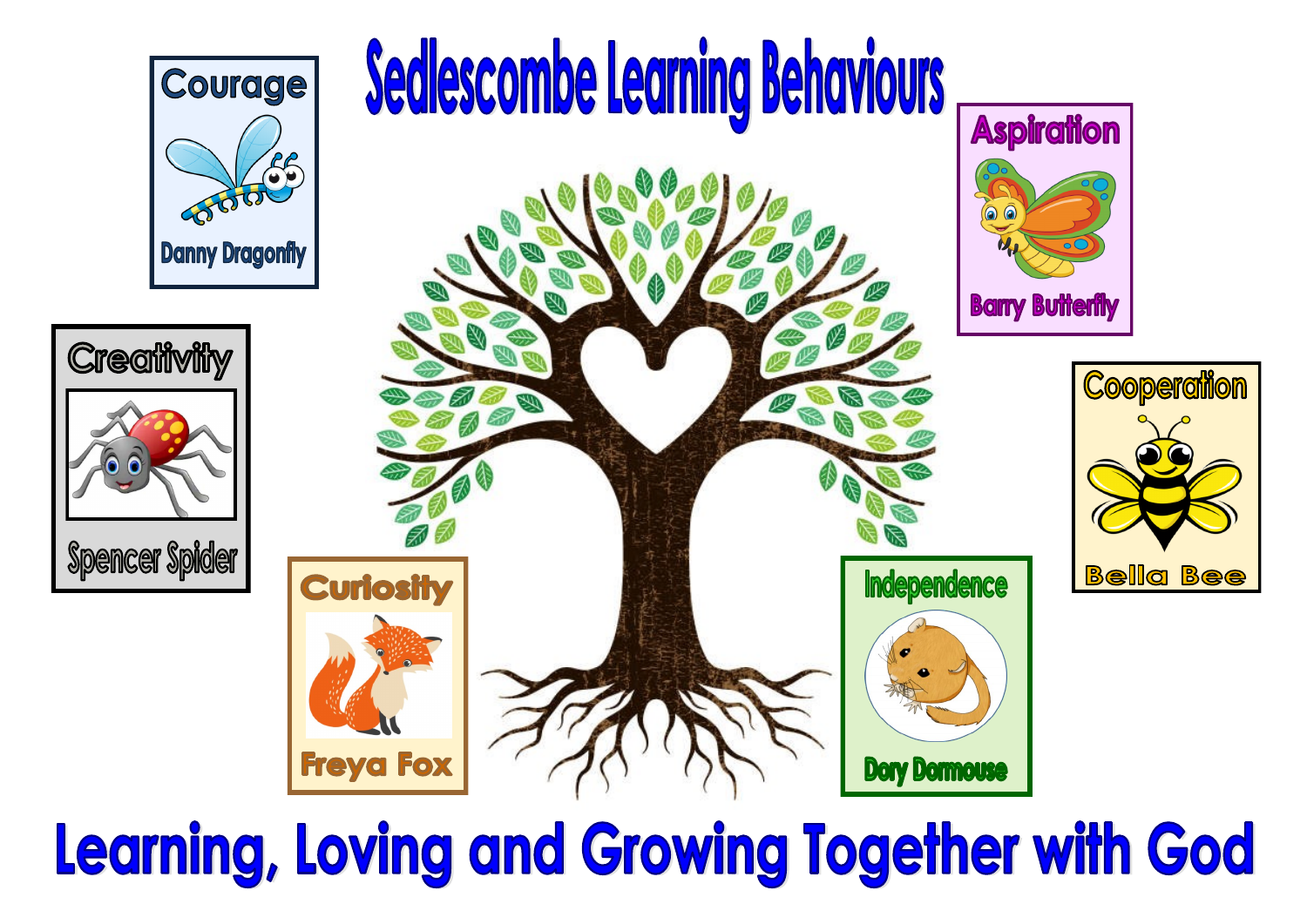# Sedlescombe Learning Behaviours

**Courage** – Danny Dragonfly

**Aspiration** – Barry Butterfly

**Creativity** – Spencer Spider

**Cooperation** – Bella Bee

**Curiosity** – Freya Fox

**Independence** – Dory Dormouse

## Learning, Loving and Growing Together with God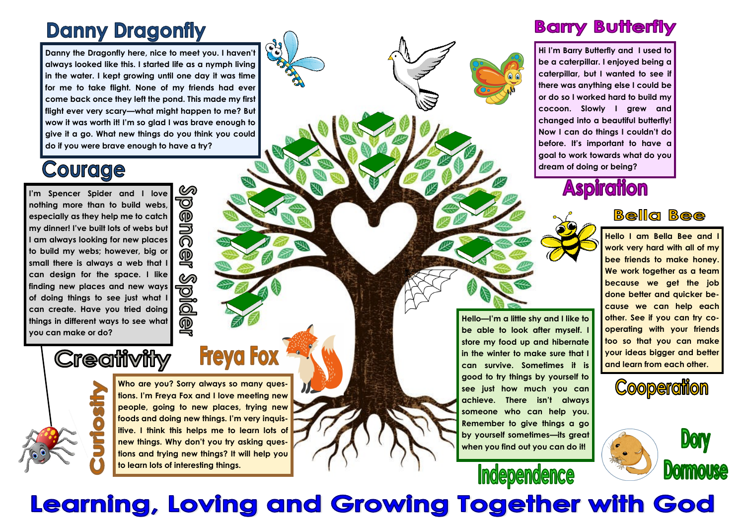## Danny Dragonfly

Danny the Dragonfly here, nice to meet you. I haven't always looked like this. I started life as a nymph living in the water. I kept growing until one day it was time for me to take flight. None of my friends had ever come back once they left the pond. This made my first flight ever very scary—what might happen to me? But wow it was worth it! I'm so glad I was brave enough to give it a go. What new things do you think you could do if you were brave enough to have a try?

### Courage

## Spencer Spider

I'm Spencer Spider and I love nothing more than to build webs, especially as they help me to catch my dinner! I've built lots of webs but I am always looking for new places to build my webs; however, big or small there is always a web that I can design for the space. I like finding new places and new ways of doing things to see just what I can create. Have you tried doing things in different ways to see what you can make or do?

### Creativity

## Freya Fox

Who are you? Sorry always so many questions. I'm Freya Fox and I love meeting new people, going to new places, trying new foods and doing new things. I'm very inquisitive. I think this helps me to learn lots of new things. Why don't you try asking questions and trying new things? It will help you to learn lots of interesting things.

### Curiosity

## Barry Butterfly

Hi I'm Barry Butterfly and I used to be a caterpillar. I enjoyed being a caterpillar, but I wanted to see if there was anything else I could be or do so I worked hard to build my cocoon. Slowly I grew and changed into a beautiful butterfly! Now I can do things I couldn't do before. It's important to have a goal to work towards what do you dream of doing or being?

### Aspiration

## Bella Bee

Hello I am Bella Bee and I work very hard with all of my bee friends to make honey. We work together as a team because we get the job done better and quicker because we can help each other. See if you can try co-operating with your friends too so that you can make your ideas bigger and better and learn from each other.

### Cooperation

## Dory Dormouse

Hello—I'm a little shy and I like to be able to look after myself. I store my food up and hibernate in the winter to make sure that I can survive. Sometimes it is good to try things by yourself to see just how much you can achieve. There isn't always someone who can help you. Remember to give things a go by yourself sometimes—its great when you find out you can do it!

### Independence

# Learning, Loving and Growing Together with God